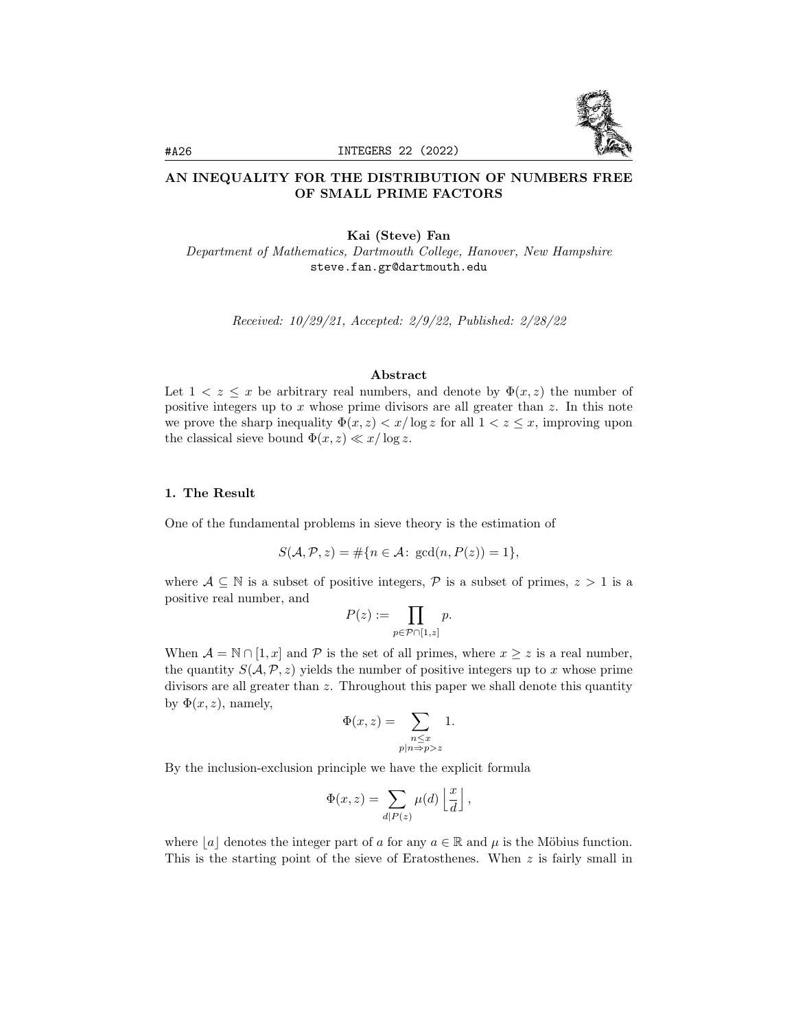# AN INEQUALITY FOR THE DISTRIBUTION OF NUMBERS FREE OF SMALL PRIME FACTORS

**Kai (Steve) Fan**

*Department of Mathematics, Dartmouth College, Hanover, New Hampshire*
steve.fan.gr@dartmouth.edu

*Received: 10/29/21, Accepted: 2/9/22, Published: 2/28/22*

### Abstract

Let $1 < z \le x$ be arbitrary real numbers, and denote by $\Phi(x, z)$ the number of positive integers up to $x$ whose prime divisors are all greater than $z$. In this note we prove the sharp inequality $\Phi(x, z) < x/\log z$ for all $1 < z \le x$, improving upon the classical sieve bound $\Phi(x, z) \ll x/\log z$.

## 1. The Result

One of the fundamental problems in sieve theory is the estimation of

$$S(\mathcal{A}, \mathcal{P}, z) = \#\{n \in \mathcal{A} \colon \gcd(n, P(z)) = 1\},$$

where $\mathcal{A} \subseteq \mathbb{N}$ is a subset of positive integers, $\mathcal{P}$ is a subset of primes, $z > 1$ is a positive real number, and

$$P(z) := \prod_{p \in \mathcal{P} \cap [1,z]} p.$$

When $\mathcal{A} = \mathbb{N} \cap [1, x]$ and $\mathcal{P}$ is the set of all primes, where $x \ge z$ is a real number, the quantity $S(\mathcal{A}, \mathcal{P}, z)$ yields the number of positive integers up to $x$ whose prime divisors are all greater than $z$. Throughout this paper we shall denote this quantity by $\Phi(x, z)$, namely,

$$\Phi(x, z) = \sum_{\substack{n \le x \\ p \mid n \Rightarrow p > z}} 1.$$

By the inclusion-exclusion principle we have the explicit formula

$$\Phi(x, z) = \sum_{d \mid P(z)} \mu(d) \left\lfloor \frac{x}{d} \right\rfloor,$$

where $\lfloor a \rfloor$ denotes the integer part of $a$ for any $a \in \mathbb{R}$ and $\mu$ is the Möbius function. This is the starting point of the sieve of Eratosthenes. When $z$ is fairly small in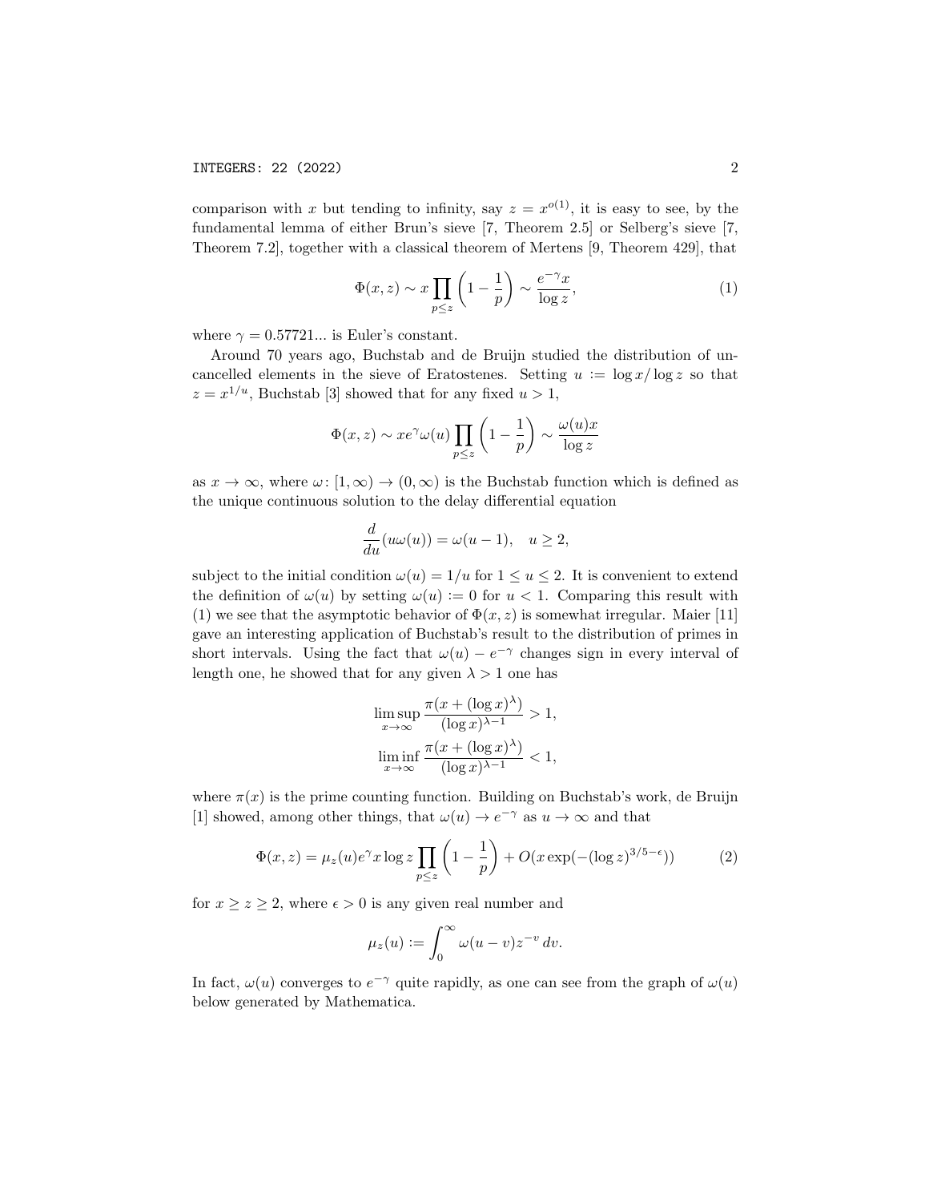comparison with $x$ but tending to infinity, say $z = x^{o(1)}$, it is easy to see, by the fundamental lemma of either Brun's sieve [7, Theorem 2.5] or Selberg's sieve [7, Theorem 7.2], together with a classical theorem of Mertens [9, Theorem 429], that

$$\Phi(x,z) \sim x \prod_{p \le z} \left(1 - \frac{1}{p}\right) \sim \frac{e^{-\gamma} x}{\log z}, \tag{1}$$

where $\gamma = 0.57721...$ is Euler's constant.

Around 70 years ago, Buchstab and de Bruijn studied the distribution of uncancelled elements in the sieve of Eratostenes. Setting $u := \log x / \log z$ so that $z = x^{1/u}$, Buchstab [3] showed that for any fixed $u > 1$,

$$\Phi(x,z) \sim x e^{\gamma} \omega(u) \prod_{p \le z} \left(1 - \frac{1}{p}\right) \sim \frac{\omega(u) x}{\log z}$$

as $x \to \infty$, where $\omega \colon [1, \infty) \to (0, \infty)$ is the Buchstab function which is defined as the unique continuous solution to the delay differential equation

$$\frac{d}{du}(u\omega(u)) = \omega(u-1), \quad u \ge 2,$$

subject to the initial condition $\omega(u) = 1/u$ for $1 \le u \le 2$. It is convenient to extend the definition of $\omega(u)$ by setting $\omega(u) := 0$ for $u < 1$. Comparing this result with (1) we see that the asymptotic behavior of $\Phi(x,z)$ is somewhat irregular. Maier [11] gave an interesting application of Buchstab's result to the distribution of primes in short intervals. Using the fact that $\omega(u) - e^{-\gamma}$ changes sign in every interval of length one, he showed that for any given $\lambda > 1$ one has

$$\limsup_{x \to \infty} \frac{\pi(x + (\log x)^{\lambda})}{(\log x)^{\lambda - 1}} > 1,$$

$$\liminf_{x \to \infty} \frac{\pi(x + (\log x)^{\lambda})}{(\log x)^{\lambda - 1}} < 1,$$

where $\pi(x)$ is the prime counting function. Building on Buchstab's work, de Bruijn [1] showed, among other things, that $\omega(u) \to e^{-\gamma}$ as $u \to \infty$ and that

$$\Phi(x,z) = \mu_z(u) e^{\gamma} x \log z \prod_{p \le z} \left(1 - \frac{1}{p}\right) + O(x \exp(-(\log z)^{3/5 - \epsilon})) \tag{2}$$

for $x \ge z \ge 2$, where $\epsilon > 0$ is any given real number and

$$\mu_z(u) := \int_0^{\infty} \omega(u - v) z^{-v} \, dv.$$

In fact, $\omega(u)$ converges to $e^{-\gamma}$ quite rapidly, as one can see from the graph of $\omega(u)$ below generated by Mathematica.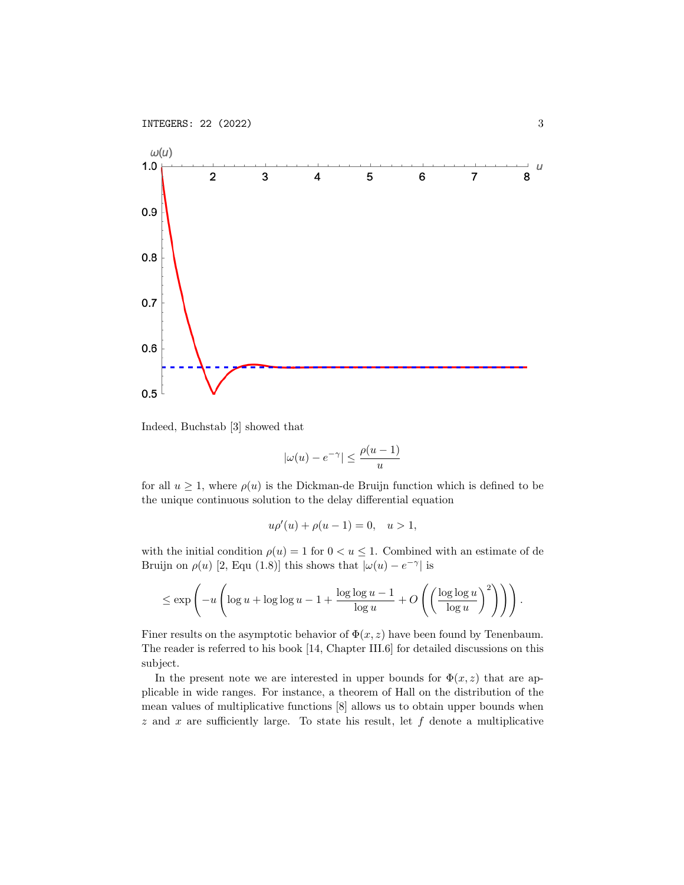Indeed, Buchstab [3] showed that

$$|\omega(u) - e^{-\gamma}| \leq \frac{\rho(u-1)}{u}$$

for all $u \geq 1$, where $\rho(u)$ is the Dickman-de Bruijn function which is defined to be the unique continuous solution to the delay differential equation

$$u\rho'(u) + \rho(u-1) = 0, \quad u > 1,$$

with the initial condition $\rho(u) = 1$ for $0 < u \leq 1$. Combined with an estimate of de Bruijn on $\rho(u)$ [2, Equ (1.8)] this shows that $|\omega(u) - e^{-\gamma}|$ is

$$\leq \exp\left(-u\left(\log u + \log\log u - 1 + \frac{\log\log u - 1}{\log u} + O\left(\left(\frac{\log\log u}{\log u}\right)^2\right)\right)\right).$$

Finer results on the asymptotic behavior of $\Phi(x, z)$ have been found by Tenenbaum. The reader is referred to his book [14, Chapter III.6] for detailed discussions on this subject.

In the present note we are interested in upper bounds for $\Phi(x, z)$ that are applicable in wide ranges. For instance, a theorem of Hall on the distribution of the mean values of multiplicative functions [8] allows us to obtain upper bounds when $z$ and $x$ are sufficiently large. To state his result, let $f$ denote a multiplicative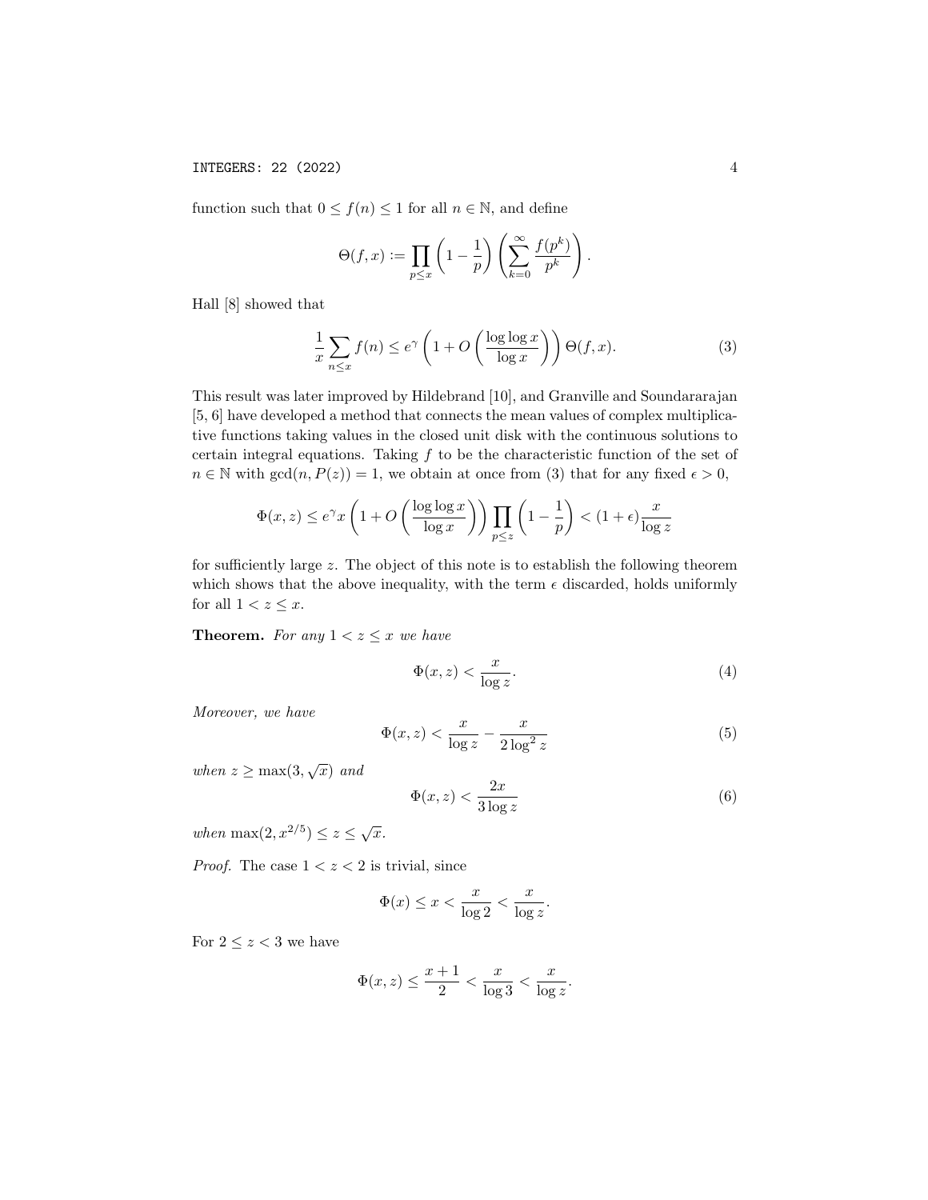function such that $0 \le f(n) \le 1$ for all $n \in \mathbb{N}$, and define

$$\Theta(f, x) := \prod_{p \le x} \left(1 - \frac{1}{p}\right) \left(\sum_{k=0}^{\infty} \frac{f(p^k)}{p^k}\right).$$

Hall [8] showed that

$$\frac{1}{x} \sum_{n \le x} f(n) \le e^{\gamma} \left(1 + O\left(\frac{\log \log x}{\log x}\right)\right) \Theta(f, x). \tag{3}$$

This result was later improved by Hildebrand [10], and Granville and Soundararajan [5, 6] have developed a method that connects the mean values of complex multiplicative functions taking values in the closed unit disk with the continuous solutions to certain integral equations. Taking $f$ to be the characteristic function of the set of $n \in \mathbb{N}$ with $\gcd(n, P(z)) = 1$, we obtain at once from (3) that for any fixed $\epsilon > 0$,

$$\Phi(x, z) \le e^{\gamma} x \left(1 + O\left(\frac{\log \log x}{\log x}\right)\right) \prod_{p \le z} \left(1 - \frac{1}{p}\right) < (1 + \epsilon) \frac{x}{\log z}$$

for sufficiently large $z$. The object of this note is to establish the following theorem which shows that the above inequality, with the term $\epsilon$ discarded, holds uniformly for all $1 < z \le x$.

**Theorem.** *For any $1 < z \le x$ we have*

$$\Phi(x, z) < \frac{x}{\log z}. \tag{4}$$

*Moreover, we have*

$$\Phi(x, z) < \frac{x}{\log z} - \frac{x}{2 \log^2 z} \tag{5}$$

*when $z \ge \max(3, \sqrt{x})$ and*

$$\Phi(x, z) < \frac{2x}{3 \log z} \tag{6}$$

*when $\max(2, x^{2/5}) \le z \le \sqrt{x}$.*

*Proof.* The case $1 < z < 2$ is trivial, since

$$\Phi(x) \le x < \frac{x}{\log 2} < \frac{x}{\log z}.$$

For $2 \le z < 3$ we have

$$\Phi(x, z) \le \frac{x + 1}{2} < \frac{x}{\log 3} < \frac{x}{\log z}.$$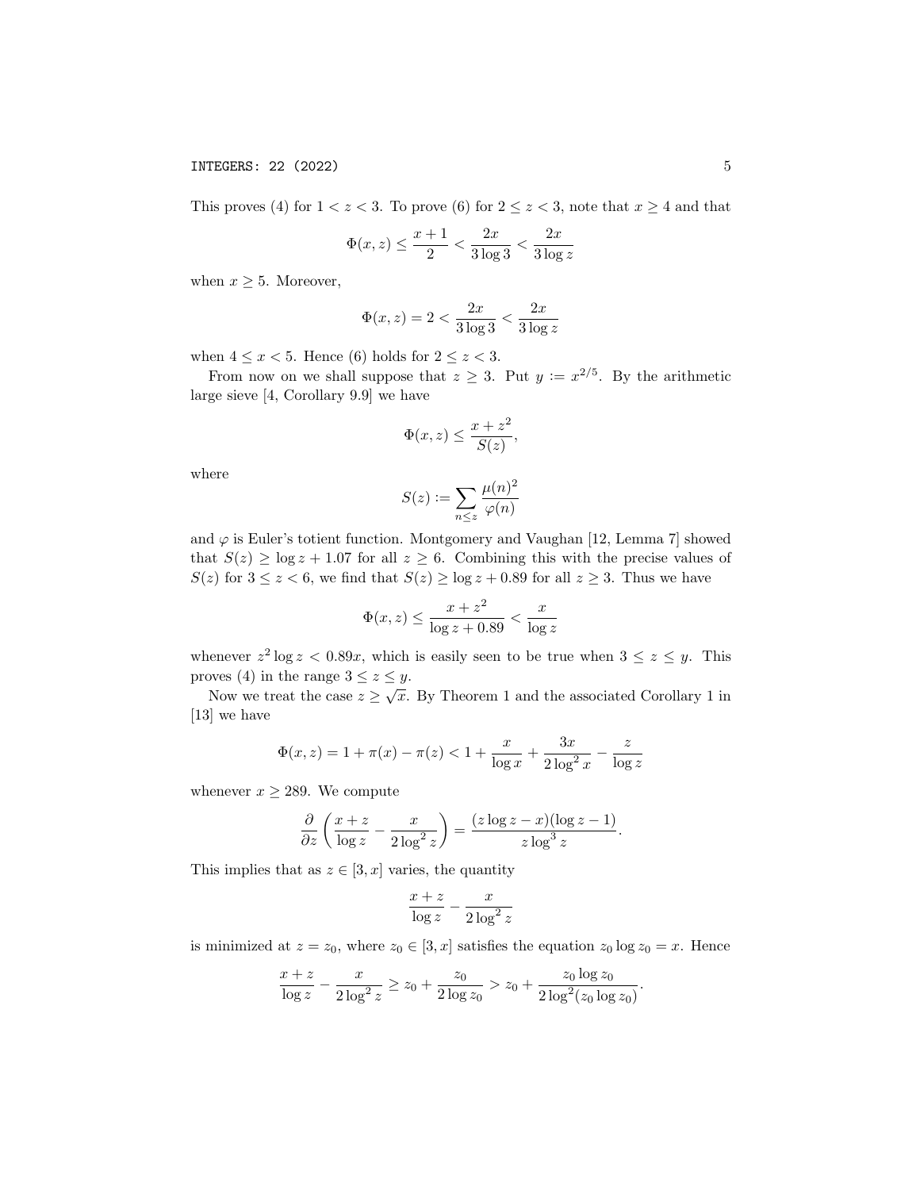This proves (4) for $1 < z < 3$. To prove (6) for $2 \le z < 3$, note that $x \ge 4$ and that

$$\Phi(x, z) \le \frac{x+1}{2} < \frac{2x}{3 \log 3} < \frac{2x}{3 \log z}$$

when $x \ge 5$. Moreover,

$$\Phi(x, z) = 2 < \frac{2x}{3 \log 3} < \frac{2x}{3 \log z}$$

when $4 \le x < 5$. Hence (6) holds for $2 \le z < 3$.

From now on we shall suppose that $z \ge 3$. Put $y := x^{2/5}$. By the arithmetic large sieve [4, Corollary 9.9] we have

$$\Phi(x, z) \le \frac{x + z^2}{S(z)},$$

where

$$S(z) := \sum_{n \le z} \frac{\mu(n)^2}{\varphi(n)}$$

and $\varphi$ is Euler's totient function. Montgomery and Vaughan [12, Lemma 7] showed that $S(z) \ge \log z + 1.07$ for all $z \ge 6$. Combining this with the precise values of $S(z)$ for $3 \le z < 6$, we find that $S(z) \ge \log z + 0.89$ for all $z \ge 3$. Thus we have

$$\Phi(x, z) \le \frac{x + z^2}{\log z + 0.89} < \frac{x}{\log z}$$

whenever $z^2 \log z < 0.89x$, which is easily seen to be true when $3 \le z \le y$. This proves (4) in the range $3 \le z \le y$.

Now we treat the case $z \ge \sqrt{x}$. By Theorem 1 and the associated Corollary 1 in [13] we have

$$\Phi(x, z) = 1 + \pi(x) - \pi(z) < 1 + \frac{x}{\log x} + \frac{3x}{2 \log^2 x} - \frac{z}{\log z}$$

whenever $x \ge 289$. We compute

$$\frac{\partial}{\partial z} \left( \frac{x + z}{\log z} - \frac{x}{2 \log^2 z} \right) = \frac{(z \log z - x)(\log z - 1)}{z \log^3 z}.$$

This implies that as $z \in [3, x]$ varies, the quantity

$$\frac{x + z}{\log z} - \frac{x}{2 \log^2 z}$$

is minimized at $z = z_0$, where $z_0 \in [3, x]$ satisfies the equation $z_0 \log z_0 = x$. Hence

$$\frac{x + z}{\log z} - \frac{x}{2 \log^2 z} \ge z_0 + \frac{z_0}{2 \log z_0} > z_0 + \frac{z_0 \log z_0}{2 \log^2(z_0 \log z_0)}.$$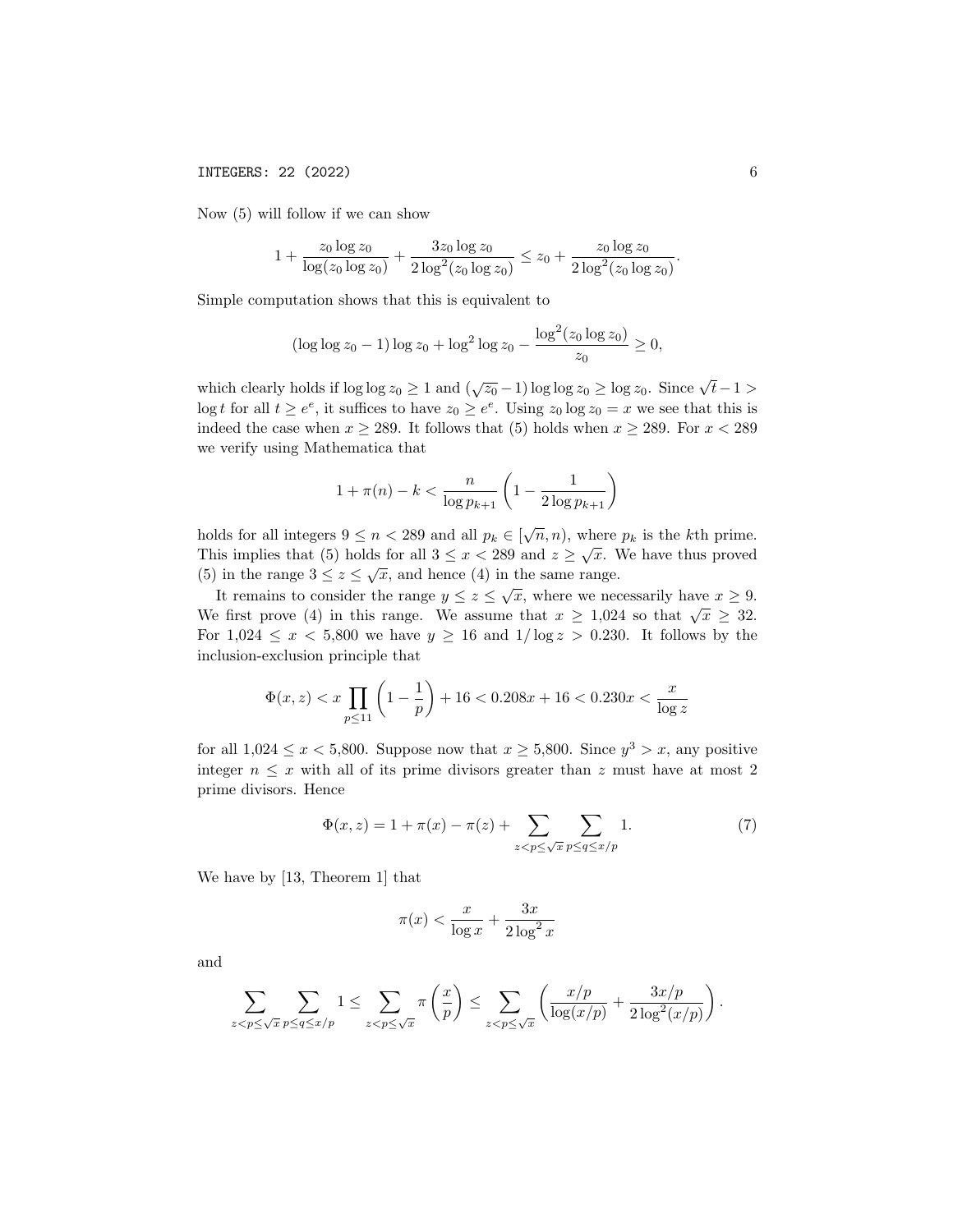Now (5) will follow if we can show

$$1 + \frac{z_0 \log z_0}{\log(z_0 \log z_0)} + \frac{3 z_0 \log z_0}{2 \log^2(z_0 \log z_0)} \le z_0 + \frac{z_0 \log z_0}{2 \log^2(z_0 \log z_0)}.$$

Simple computation shows that this is equivalent to

$$(\log\log z_0 - 1)\log z_0 + \log^2 \log z_0 - \frac{\log^2(z_0 \log z_0)}{z_0} \ge 0,$$

which clearly holds if $\log\log z_0 \ge 1$ and $(\sqrt{z_0} - 1)\log\log z_0 \ge \log z_0$. Since $\sqrt{t} - 1 > \log t$ for all $t \ge e^e$, it suffices to have $z_0 \ge e^e$. Using $z_0 \log z_0 = x$ we see that this is indeed the case when $x \ge 289$. It follows that (5) holds when $x \ge 289$. For $x < 289$ we verify using Mathematica that

$$1 + \pi(n) - k < \frac{n}{\log p_{k+1}} \left(1 - \frac{1}{2 \log p_{k+1}}\right)$$

holds for all integers $9 \le n < 289$ and all $p_k \in [\sqrt{n}, n)$, where $p_k$ is the $k$th prime. This implies that (5) holds for all $3 \le x < 289$ and $z \ge \sqrt{x}$. We have thus proved (5) in the range $3 \le z \le \sqrt{x}$, and hence (4) in the same range.

It remains to consider the range $y \le z \le \sqrt{x}$, where we necessarily have $x \ge 9$. We first prove (4) in this range. We assume that $x \ge 1{,}024$ so that $\sqrt{x} \ge 32$. For $1{,}024 \le x < 5{,}800$ we have $y \ge 16$ and $1/\log z > 0.230$. It follows by the inclusion-exclusion principle that

$$\Phi(x, z) < x \prod_{p \le 11} \left(1 - \frac{1}{p}\right) + 16 < 0.208x + 16 < 0.230x < \frac{x}{\log z}$$

for all $1{,}024 \le x < 5{,}800$. Suppose now that $x \ge 5{,}800$. Since $y^3 > x$, any positive integer $n \le x$ with all of its prime divisors greater than $z$ must have at most 2 prime divisors. Hence

$$\Phi(x, z) = 1 + \pi(x) - \pi(z) + \sum_{z < p \le \sqrt{x}} \sum_{p \le q \le x/p} 1. \tag{7}$$

We have by [13, Theorem 1] that

$$\pi(x) < \frac{x}{\log x} + \frac{3x}{2 \log^2 x}$$

and

$$\sum_{z < p \le \sqrt{x}} \sum_{p \le q \le x/p} 1 \le \sum_{z < p \le \sqrt{x}} \pi\left(\frac{x}{p}\right) \le \sum_{z < p \le \sqrt{x}} \left(\frac{x/p}{\log(x/p)} + \frac{3x/p}{2 \log^2(x/p)}\right).$$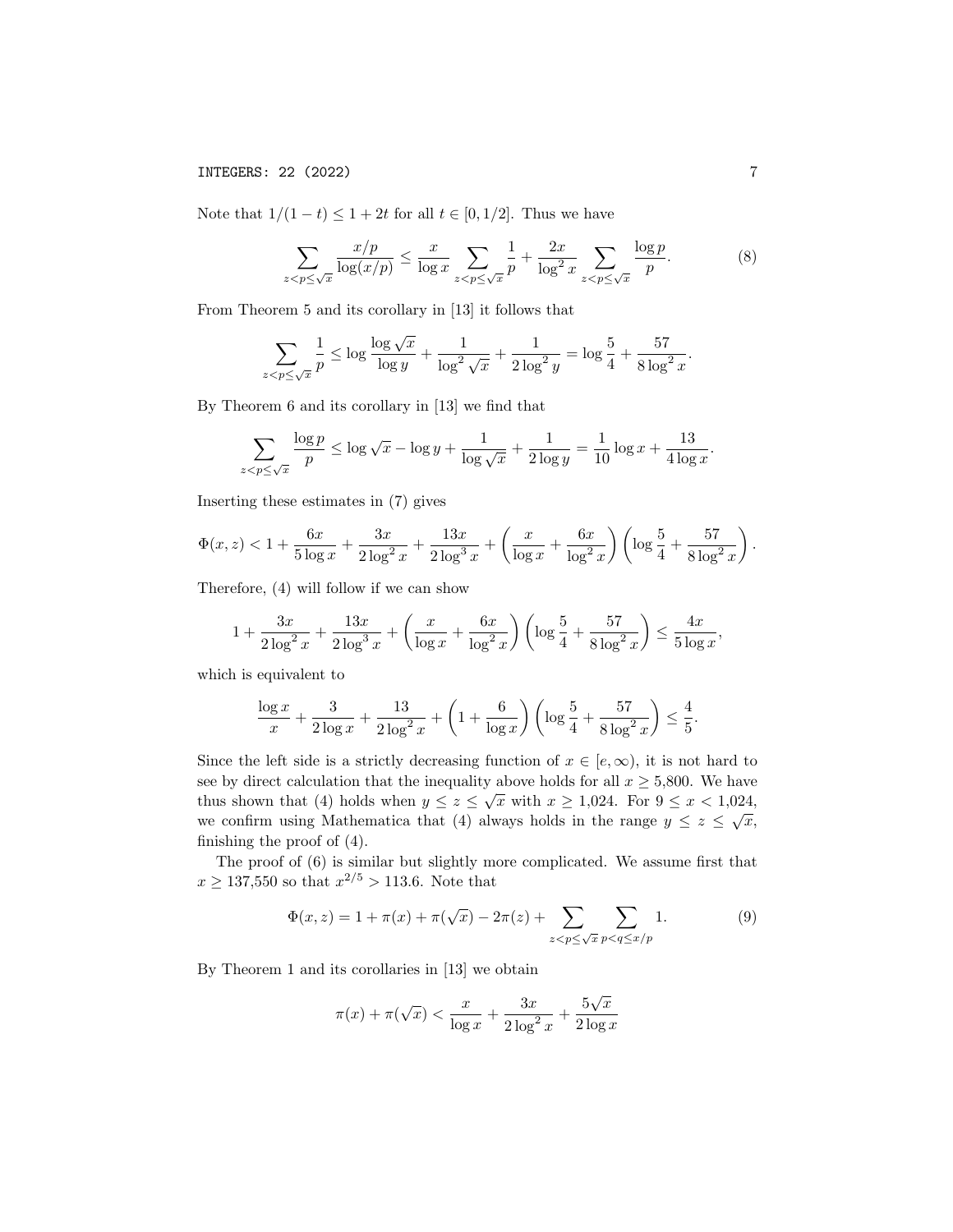Note that $1/(1-t) \le 1+2t$ for all $t \in [0, 1/2]$. Thus we have

$$\sum_{z<p\le\sqrt{x}} \frac{x/p}{\log(x/p)} \le \frac{x}{\log x} \sum_{z<p\le\sqrt{x}} \frac{1}{p} + \frac{2x}{\log^2 x} \sum_{z<p\le\sqrt{x}} \frac{\log p}{p}. \tag{8}$$

From Theorem 5 and its corollary in [13] it follows that

$$\sum_{z<p\le\sqrt{x}} \frac{1}{p} \le \log \frac{\log\sqrt{x}}{\log y} + \frac{1}{\log^2 \sqrt{x}} + \frac{1}{2\log^2 y} = \log\frac{5}{4} + \frac{57}{8\log^2 x}.$$

By Theorem 6 and its corollary in [13] we find that

$$\sum_{z<p\le\sqrt{x}} \frac{\log p}{p} \le \log\sqrt{x} - \log y + \frac{1}{\log\sqrt{x}} + \frac{1}{2\log y} = \frac{1}{10}\log x + \frac{13}{4\log x}.$$

Inserting these estimates in (7) gives

$$\Phi(x,z) < 1 + \frac{6x}{5\log x} + \frac{3x}{2\log^2 x} + \frac{13x}{2\log^3 x} + \left(\frac{x}{\log x} + \frac{6x}{\log^2 x}\right)\left(\log\frac{5}{4} + \frac{57}{8\log^2 x}\right).$$

Therefore, (4) will follow if we can show

$$1 + \frac{3x}{2\log^2 x} + \frac{13x}{2\log^3 x} + \left(\frac{x}{\log x} + \frac{6x}{\log^2 x}\right)\left(\log\frac{5}{4} + \frac{57}{8\log^2 x}\right) \le \frac{4x}{5\log x},$$

which is equivalent to

$$\frac{\log x}{x} + \frac{3}{2\log x} + \frac{13}{2\log^2 x} + \left(1 + \frac{6}{\log x}\right)\left(\log\frac{5}{4} + \frac{57}{8\log^2 x}\right) \le \frac{4}{5}.$$

Since the left side is a strictly decreasing function of $x \in [e, \infty)$, it is not hard to see by direct calculation that the inequality above holds for all $x \ge 5{,}800$. We have thus shown that (4) holds when $y \le z \le \sqrt{x}$ with $x \ge 1{,}024$. For $9 \le x < 1{,}024$, we confirm using Mathematica that (4) always holds in the range $y \le z \le \sqrt{x}$, finishing the proof of (4).

The proof of (6) is similar but slightly more complicated. We assume first that $x \ge 137{,}550$ so that $x^{2/5} > 113.6$. Note that

$$\Phi(x,z) = 1 + \pi(x) + \pi(\sqrt{x}) - 2\pi(z) + \sum_{z<p\le\sqrt{x}} \sum_{p<q\le x/p} 1. \tag{9}$$

By Theorem 1 and its corollaries in [13] we obtain

$$\pi(x) + \pi(\sqrt{x}) < \frac{x}{\log x} + \frac{3x}{2\log^2 x} + \frac{5\sqrt{x}}{2\log x}$$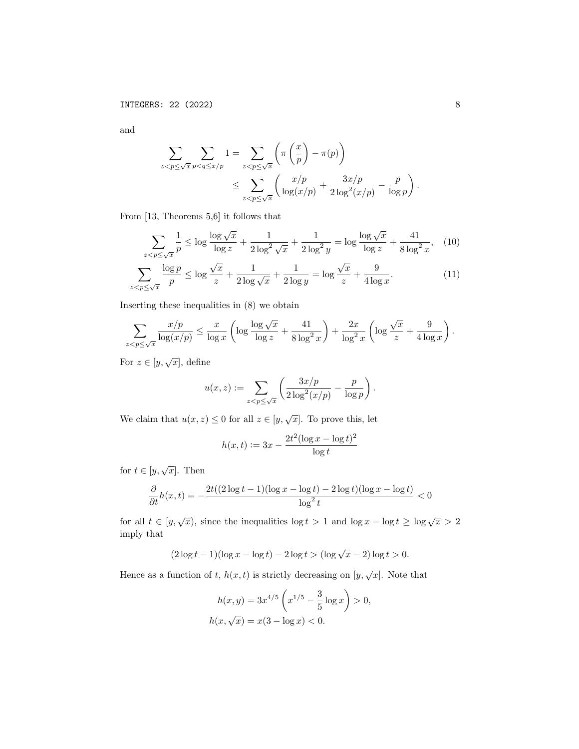and

$$\sum_{z<p\le\sqrt{x}}\sum_{p<q\le x/p}1=\sum_{z<p\le\sqrt{x}}\left(\pi\left(\frac{x}{p}\right)-\pi(p)\right)$$
$$\le\sum_{z<p\le\sqrt{x}}\left(\frac{x/p}{\log(x/p)}+\frac{3x/p}{2\log^2(x/p)}-\frac{p}{\log p}\right).$$

From [13, Theorems 5,6] it follows that

$$\sum_{z<p\le\sqrt{x}}\frac{1}{p}\le\log\frac{\log\sqrt{x}}{\log z}+\frac{1}{2\log^2\sqrt{x}}+\frac{1}{2\log^2 y}=\log\frac{\log\sqrt{x}}{\log z}+\frac{41}{8\log^2 x},\tag{10}$$

$$\sum_{z<p\le\sqrt{x}}\frac{\log p}{p}\le\log\frac{\sqrt{x}}{z}+\frac{1}{2\log\sqrt{x}}+\frac{1}{2\log y}=\log\frac{\sqrt{x}}{z}+\frac{9}{4\log x}.\tag{11}$$

Inserting these inequalities in (8) we obtain

$$\sum_{z<p\le\sqrt{x}}\frac{x/p}{\log(x/p)}\le\frac{x}{\log x}\left(\log\frac{\log\sqrt{x}}{\log z}+\frac{41}{8\log^2 x}\right)+\frac{2x}{\log^2 x}\left(\log\frac{\sqrt{x}}{z}+\frac{9}{4\log x}\right).$$

For $z\in[y,\sqrt{x}]$, define

$$u(x,z):=\sum_{z<p\le\sqrt{x}}\left(\frac{3x/p}{2\log^2(x/p)}-\frac{p}{\log p}\right).$$

We claim that $u(x,z)\le 0$ for all $z\in[y,\sqrt{x}]$. To prove this, let

$$h(x,t):=3x-\frac{2t^2(\log x-\log t)^2}{\log t}$$

for $t\in[y,\sqrt{x}]$. Then

$$\frac{\partial}{\partial t}h(x,t)=-\frac{2t((2\log t-1)(\log x-\log t)-2\log t)(\log x-\log t)}{\log^2 t}<0$$

for all $t\in[y,\sqrt{x})$, since the inequalities $\log t>1$ and $\log x-\log t\ge\log\sqrt{x}>2$ imply that

$$(2\log t-1)(\log x-\log t)-2\log t>(\log\sqrt{x}-2)\log t>0.$$

Hence as a function of $t$, $h(x,t)$ is strictly decreasing on $[y,\sqrt{x}]$. Note that

$$h(x,y)=3x^{4/5}\left(x^{1/5}-\frac{3}{5}\log x\right)>0,$$
$$h(x,\sqrt{x})=x(3-\log x)<0.$$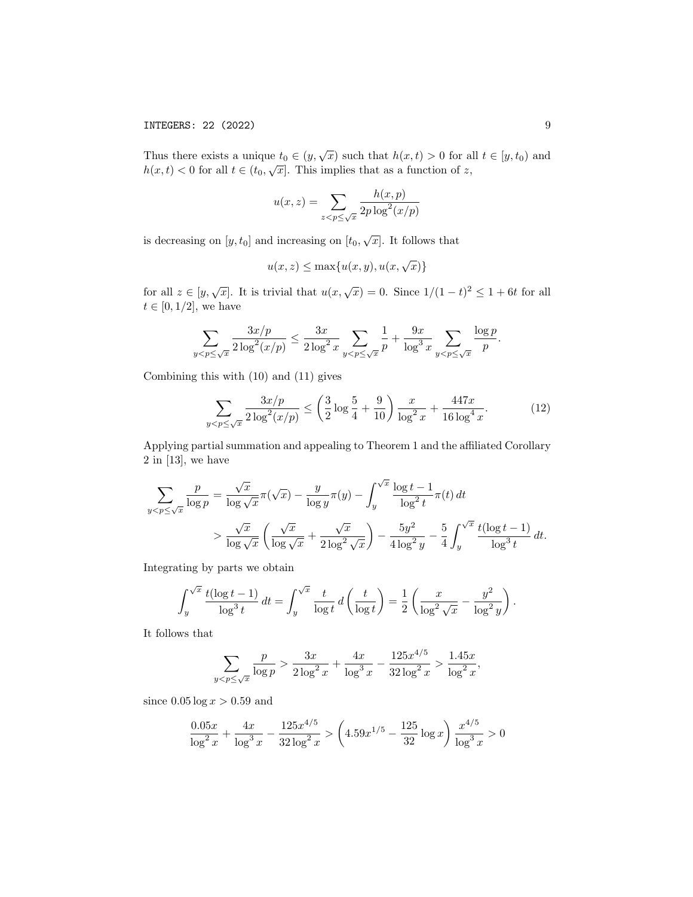Thus there exists a unique $t_0 \in (y, \sqrt{x})$ such that $h(x,t) > 0$ for all $t \in [y, t_0)$ and $h(x,t) < 0$ for all $t \in (t_0, \sqrt{x}]$. This implies that as a function of $z$,

$$u(x,z) = \sum_{z<p\leq\sqrt{x}} \frac{h(x,p)}{2p\log^2(x/p)}$$

is decreasing on $[y, t_0]$ and increasing on $[t_0, \sqrt{x}]$. It follows that

$$u(x,z) \leq \max\{u(x,y), u(x,\sqrt{x})\}$$

for all $z \in [y, \sqrt{x}]$. It is trivial that $u(x, \sqrt{x}) = 0$. Since $1/(1-t)^2 \leq 1 + 6t$ for all $t \in [0, 1/2]$, we have

$$\sum_{y<p\leq\sqrt{x}} \frac{3x/p}{2\log^2(x/p)} \leq \frac{3x}{2\log^2 x} \sum_{y<p\leq\sqrt{x}} \frac{1}{p} + \frac{9x}{\log^3 x} \sum_{y<p\leq\sqrt{x}} \frac{\log p}{p}.$$

Combining this with (10) and (11) gives

$$\sum_{y<p\leq\sqrt{x}} \frac{3x/p}{2\log^2(x/p)} \leq \left(\frac{3}{2}\log\frac{5}{4} + \frac{9}{10}\right)\frac{x}{\log^2 x} + \frac{447x}{16\log^4 x}. \tag{12}$$

Applying partial summation and appealing to Theorem 1 and the affiliated Corollary 2 in [13], we have

$$\begin{aligned}
\sum_{y<p\leq\sqrt{x}} \frac{p}{\log p} &= \frac{\sqrt{x}}{\log\sqrt{x}}\pi(\sqrt{x}) - \frac{y}{\log y}\pi(y) - \int_y^{\sqrt{x}} \frac{\log t - 1}{\log^2 t}\pi(t)\,dt \\
&> \frac{\sqrt{x}}{\log\sqrt{x}}\left(\frac{\sqrt{x}}{\log\sqrt{x}} + \frac{\sqrt{x}}{2\log^2\sqrt{x}}\right) - \frac{5y^2}{4\log^2 y} - \frac{5}{4}\int_y^{\sqrt{x}} \frac{t(\log t - 1)}{\log^3 t}\,dt.
\end{aligned}$$

Integrating by parts we obtain

$$\int_y^{\sqrt{x}} \frac{t(\log t - 1)}{\log^3 t}\,dt = \int_y^{\sqrt{x}} \frac{t}{\log t}\,d\left(\frac{t}{\log t}\right) = \frac{1}{2}\left(\frac{x}{\log^2\sqrt{x}} - \frac{y^2}{\log^2 y}\right).$$

It follows that

$$\sum_{y<p\leq\sqrt{x}} \frac{p}{\log p} > \frac{3x}{2\log^2 x} + \frac{4x}{\log^3 x} - \frac{125x^{4/5}}{32\log^2 x} > \frac{1.45x}{\log^2 x},$$

since $0.05\log x > 0.59$ and

$$\frac{0.05x}{\log^2 x} + \frac{4x}{\log^3 x} - \frac{125x^{4/5}}{32\log^2 x} > \left(4.59x^{1/5} - \frac{125}{32}\log x\right)\frac{x^{4/5}}{\log^3 x} > 0$$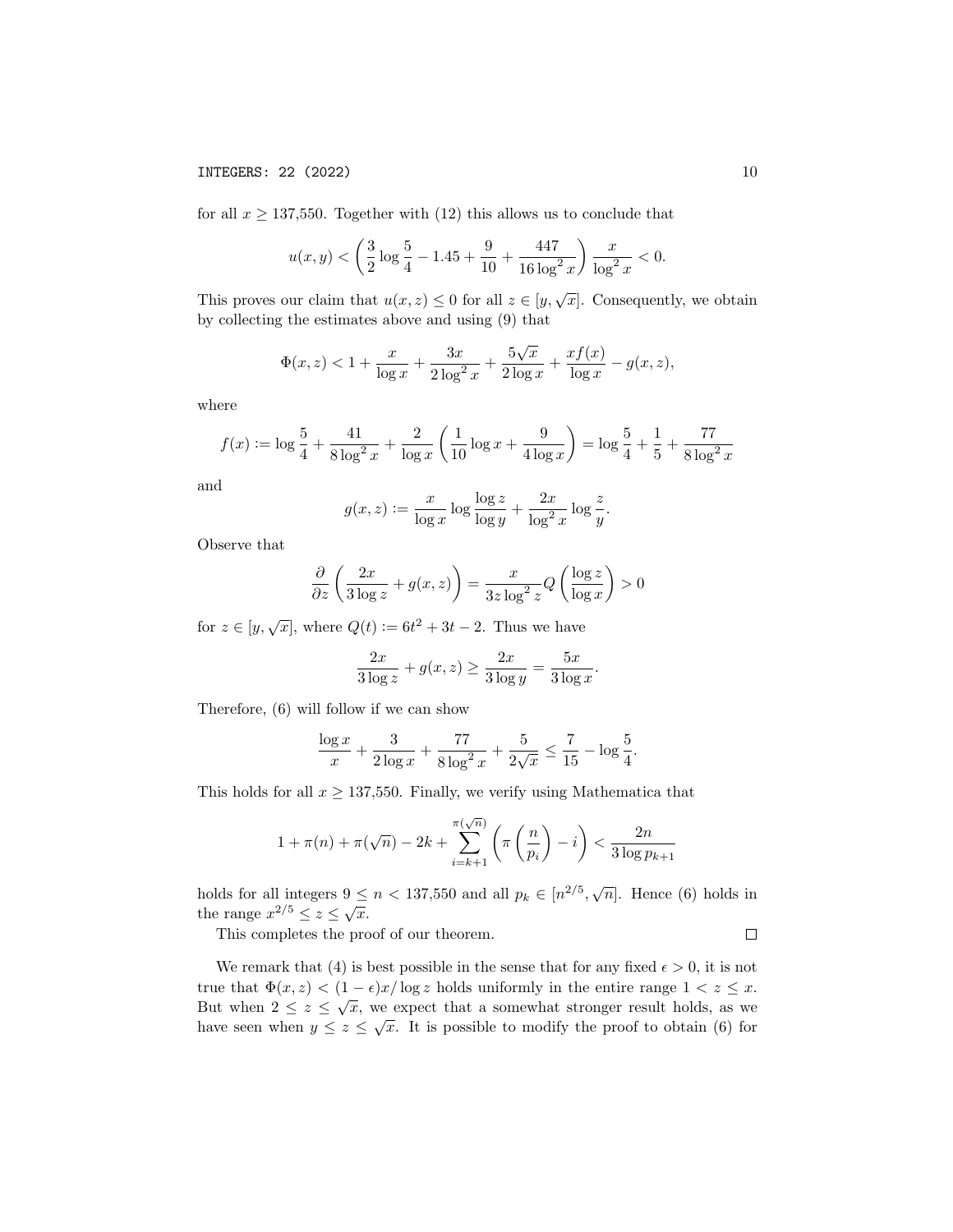for all $x \geq 137{,}550$. Together with (12) this allows us to conclude that

$$u(x,y) < \left(\frac{3}{2}\log\frac{5}{4} - 1.45 + \frac{9}{10} + \frac{447}{16\log^2 x}\right)\frac{x}{\log^2 x} < 0.$$

This proves our claim that $u(x,z) \leq 0$ for all $z \in [y, \sqrt{x}]$. Consequently, we obtain by collecting the estimates above and using (9) that

$$\Phi(x,z) < 1 + \frac{x}{\log x} + \frac{3x}{2\log^2 x} + \frac{5\sqrt{x}}{2\log x} + \frac{xf(x)}{\log x} - g(x,z),$$

where

$$f(x) := \log\frac{5}{4} + \frac{41}{8\log^2 x} + \frac{2}{\log x}\left(\frac{1}{10}\log x + \frac{9}{4\log x}\right) = \log\frac{5}{4} + \frac{1}{5} + \frac{77}{8\log^2 x}$$

and

$$g(x,z) := \frac{x}{\log x}\log\frac{\log z}{\log y} + \frac{2x}{\log^2 x}\log\frac{z}{y}.$$

Observe that

$$\frac{\partial}{\partial z}\left(\frac{2x}{3\log z} + g(x,z)\right) = \frac{x}{3z\log^2 z} Q\left(\frac{\log z}{\log x}\right) > 0$$

for $z \in [y, \sqrt{x}]$, where $Q(t) := 6t^2 + 3t - 2$. Thus we have

$$\frac{2x}{3\log z} + g(x,z) \geq \frac{2x}{3\log y} = \frac{5x}{3\log x}.$$

Therefore, (6) will follow if we can show

$$\frac{\log x}{x} + \frac{3}{2\log x} + \frac{77}{8\log^2 x} + \frac{5}{2\sqrt{x}} \leq \frac{7}{15} - \log\frac{5}{4}.$$

This holds for all $x \geq 137{,}550$. Finally, we verify using Mathematica that

$$1 + \pi(n) + \pi(\sqrt{n}) - 2k + \sum_{i=k+1}^{\pi(\sqrt{n})}\left(\pi\left(\frac{n}{p_i}\right) - i\right) < \frac{2n}{3\log p_{k+1}}$$

holds for all integers $9 \leq n < 137{,}550$ and all $p_k \in [n^{2/5}, \sqrt{n}]$. Hence (6) holds in the range $x^{2/5} \leq z \leq \sqrt{x}$.

This completes the proof of our theorem. □

We remark that (4) is best possible in the sense that for any fixed $\epsilon > 0$, it is not true that $\Phi(x,z) < (1-\epsilon)x/\log z$ holds uniformly in the entire range $1 < z \leq x$. But when $2 \leq z \leq \sqrt{x}$, we expect that a somewhat stronger result holds, as we have seen when $y \leq z \leq \sqrt{x}$. It is possible to modify the proof to obtain (6) for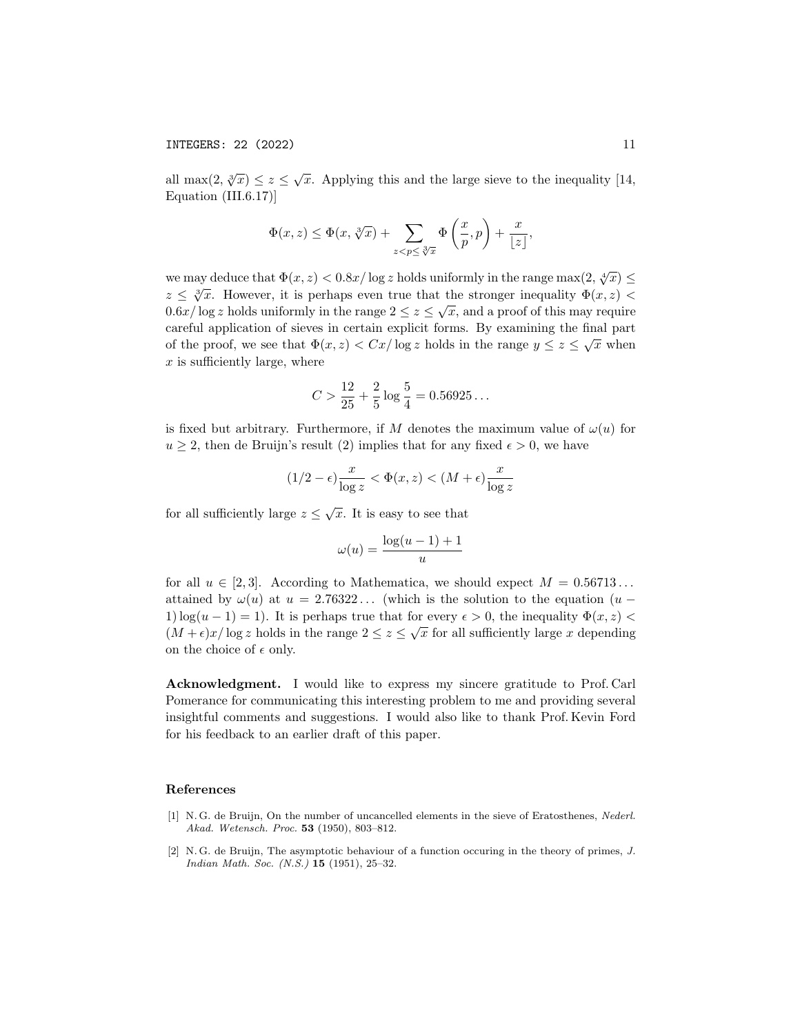all $\max(2, \sqrt[3]{x}) \leq z \leq \sqrt{x}$. Applying this and the large sieve to the inequality [14, Equation (III.6.17)]

$$\Phi(x,z) \leq \Phi(x, \sqrt[3]{x}) + \sum_{z<p\leq \sqrt[3]{x}} \Phi\left(\frac{x}{p}, p\right) + \frac{x}{\lfloor z \rfloor},$$

we may deduce that $\Phi(x,z) < 0.8x/\log z$ holds uniformly in the range $\max(2, \sqrt[4]{x}) \leq z \leq \sqrt[3]{x}$. However, it is perhaps even true that the stronger inequality $\Phi(x,z) < 0.6x/\log z$ holds uniformly in the range $2 \leq z \leq \sqrt{x}$, and a proof of this may require careful application of sieves in certain explicit forms. By examining the final part of the proof, we see that $\Phi(x,z) < Cx/\log z$ holds in the range $y \leq z \leq \sqrt{x}$ when $x$ is sufficiently large, where

$$C > \frac{12}{25} + \frac{2}{5}\log\frac{5}{4} = 0.56925\ldots$$

is fixed but arbitrary. Furthermore, if $M$ denotes the maximum value of $\omega(u)$ for $u \geq 2$, then de Bruijn's result (2) implies that for any fixed $\epsilon > 0$, we have

$$(1/2 - \epsilon)\frac{x}{\log z} < \Phi(x,z) < (M + \epsilon)\frac{x}{\log z}$$

for all sufficiently large $z \leq \sqrt{x}$. It is easy to see that

$$\omega(u) = \frac{\log(u-1)+1}{u}$$

for all $u \in [2,3]$. According to Mathematica, we should expect $M = 0.56713\ldots$ attained by $\omega(u)$ at $u = 2.76322\ldots$ (which is the solution to the equation $(u-1)\log(u-1) = 1$). It is perhaps true that for every $\epsilon > 0$, the inequality $\Phi(x,z) < (M+\epsilon)x/\log z$ holds in the range $2 \leq z \leq \sqrt{x}$ for all sufficiently large $x$ depending on the choice of $\epsilon$ only.

**Acknowledgment.** I would like to express my sincere gratitude to Prof. Carl Pomerance for communicating this interesting problem to me and providing several insightful comments and suggestions. I would also like to thank Prof. Kevin Ford for his feedback to an earlier draft of this paper.

## References

[1] N. G. de Bruijn, On the number of uncancelled elements in the sieve of Eratosthenes, *Nederl. Akad. Wetensch. Proc.* **53** (1950), 803–812.

[2] N. G. de Bruijn, The asymptotic behaviour of a function occuring in the theory of primes, *J. Indian Math. Soc. (N.S.)* **15** (1951), 25–32.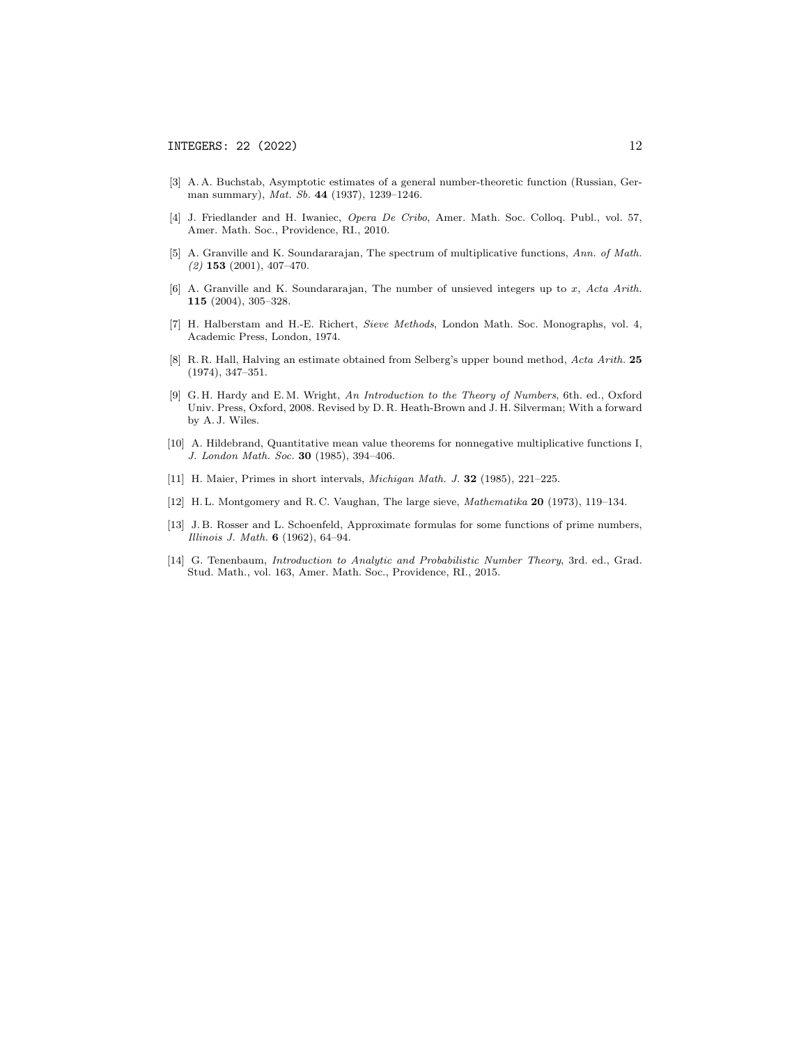[3] A. A. Buchstab, Asymptotic estimates of a general number-theoretic function (Russian, German summary), *Mat. Sb.* **44** (1937), 1239–1246.

[4] J. Friedlander and H. Iwaniec, *Opera De Cribo*, Amer. Math. Soc. Colloq. Publ., vol. 57, Amer. Math. Soc., Providence, RI., 2010.

[5] A. Granville and K. Soundararajan, The spectrum of multiplicative functions, *Ann. of Math. (2)* **153** (2001), 407–470.

[6] A. Granville and K. Soundararajan, The number of unsieved integers up to $x$, *Acta Arith.* **115** (2004), 305–328.

[7] H. Halberstam and H.-E. Richert, *Sieve Methods*, London Math. Soc. Monographs, vol. 4, Academic Press, London, 1974.

[8] R. R. Hall, Halving an estimate obtained from Selberg's upper bound method, *Acta Arith.* **25** (1974), 347–351.

[9] G. H. Hardy and E. M. Wright, *An Introduction to the Theory of Numbers*, 6th. ed., Oxford Univ. Press, Oxford, 2008. Revised by D. R. Heath-Brown and J. H. Silverman; With a forward by A. J. Wiles.

[10] A. Hildebrand, Quantitative mean value theorems for nonnegative multiplicative functions I, *J. London Math. Soc.* **30** (1985), 394–406.

[11] H. Maier, Primes in short intervals, *Michigan Math. J.* **32** (1985), 221–225.

[12] H. L. Montgomery and R. C. Vaughan, The large sieve, *Mathematika* **20** (1973), 119–134.

[13] J. B. Rosser and L. Schoenfeld, Approximate formulas for some functions of prime numbers, *Illinois J. Math.* **6** (1962), 64–94.

[14] G. Tenenbaum, *Introduction to Analytic and Probabilistic Number Theory*, 3rd. ed., Grad. Stud. Math., vol. 163, Amer. Math. Soc., Providence, RI., 2015.